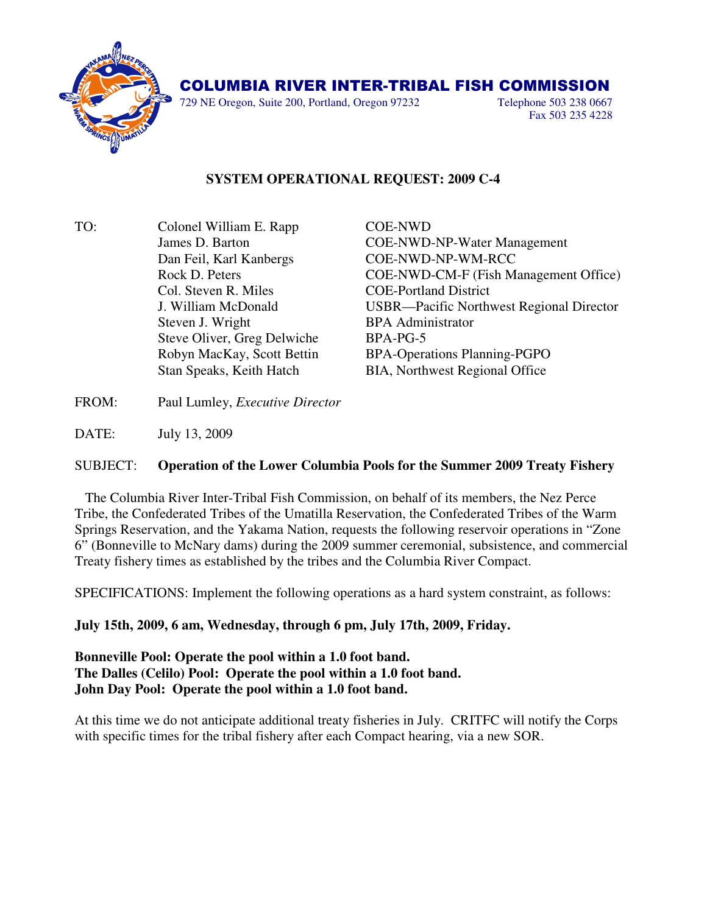# COLUMBIA RIVER INTER-TRIBAL FISH COMMISSION

729 NE Oregon, Suite 200, Portland, Oregon 97232    Telephone 503 238 0667
Fax 503 235 4228

## SYSTEM OPERATIONAL REQUEST: 2009 C-4

TO:

| | |
|---|---|
| Colonel William E. Rapp | COE-NWD |
| James D. Barton | COE-NWD-NP-Water Management |
| Dan Feil, Karl Kanbergs | COE-NWD-NP-WM-RCC |
| Rock D. Peters | COE-NWD-CM-F (Fish Management Office) |
| Col. Steven R. Miles | COE-Portland District |
| J. William McDonald | USBR—Pacific Northwest Regional Director |
| Steven J. Wright | BPA Administrator |
| Steve Oliver, Greg Delwiche | BPA-PG-5 |
| Robyn MacKay, Scott Bettin | BPA-Operations Planning-PGPO |
| Stan Speaks, Keith Hatch | BIA, Northwest Regional Office |

FROM: Paul Lumley, *Executive Director*

DATE: July 13, 2009

SUBJECT: **Operation of the Lower Columbia Pools for the Summer 2009 Treaty Fishery**

The Columbia River Inter-Tribal Fish Commission, on behalf of its members, the Nez Perce Tribe, the Confederated Tribes of the Umatilla Reservation, the Confederated Tribes of the Warm Springs Reservation, and the Yakama Nation, requests the following reservoir operations in "Zone 6" (Bonneville to McNary dams) during the 2009 summer ceremonial, subsistence, and commercial Treaty fishery times as established by the tribes and the Columbia River Compact.

SPECIFICATIONS: Implement the following operations as a hard system constraint, as follows:

**July 15th, 2009, 6 am, Wednesday, through 6 pm, July 17th, 2009, Friday.**

**Bonneville Pool: Operate the pool within a 1.0 foot band.**
**The Dalles (Celilo) Pool: Operate the pool within a 1.0 foot band.**
**John Day Pool: Operate the pool within a 1.0 foot band.**

At this time we do not anticipate additional treaty fisheries in July. CRITFC will notify the Corps with specific times for the tribal fishery after each Compact hearing, via a new SOR.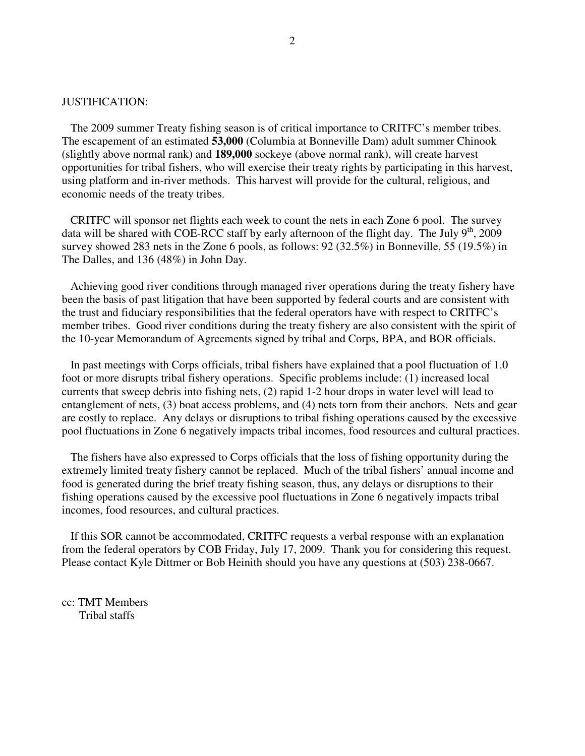JUSTIFICATION:

The 2009 summer Treaty fishing season is of critical importance to CRITFC's member tribes. The escapement of an estimated **53,000** (Columbia at Bonneville Dam) adult summer Chinook (slightly above normal rank) and **189,000** sockeye (above normal rank), will create harvest opportunities for tribal fishers, who will exercise their treaty rights by participating in this harvest, using platform and in-river methods. This harvest will provide for the cultural, religious, and economic needs of the treaty tribes.

CRITFC will sponsor net flights each week to count the nets in each Zone 6 pool. The survey data will be shared with COE-RCC staff by early afternoon of the flight day. The July 9th, 2009 survey showed 283 nets in the Zone 6 pools, as follows: 92 (32.5%) in Bonneville, 55 (19.5%) in The Dalles, and 136 (48%) in John Day.

Achieving good river conditions through managed river operations during the treaty fishery have been the basis of past litigation that have been supported by federal courts and are consistent with the trust and fiduciary responsibilities that the federal operators have with respect to CRITFC's member tribes. Good river conditions during the treaty fishery are also consistent with the spirit of the 10-year Memorandum of Agreements signed by tribal and Corps, BPA, and BOR officials.

In past meetings with Corps officials, tribal fishers have explained that a pool fluctuation of 1.0 foot or more disrupts tribal fishery operations. Specific problems include: (1) increased local currents that sweep debris into fishing nets, (2) rapid 1-2 hour drops in water level will lead to entanglement of nets, (3) boat access problems, and (4) nets torn from their anchors. Nets and gear are costly to replace. Any delays or disruptions to tribal fishing operations caused by the excessive pool fluctuations in Zone 6 negatively impacts tribal incomes, food resources and cultural practices.

The fishers have also expressed to Corps officials that the loss of fishing opportunity during the extremely limited treaty fishery cannot be replaced. Much of the tribal fishers' annual income and food is generated during the brief treaty fishing season, thus, any delays or disruptions to their fishing operations caused by the excessive pool fluctuations in Zone 6 negatively impacts tribal incomes, food resources, and cultural practices.

If this SOR cannot be accommodated, CRITFC requests a verbal response with an explanation from the federal operators by COB Friday, July 17, 2009. Thank you for considering this request. Please contact Kyle Dittmer or Bob Heinith should you have any questions at (503) 238-0667.

cc: TMT Members
Tribal staffs